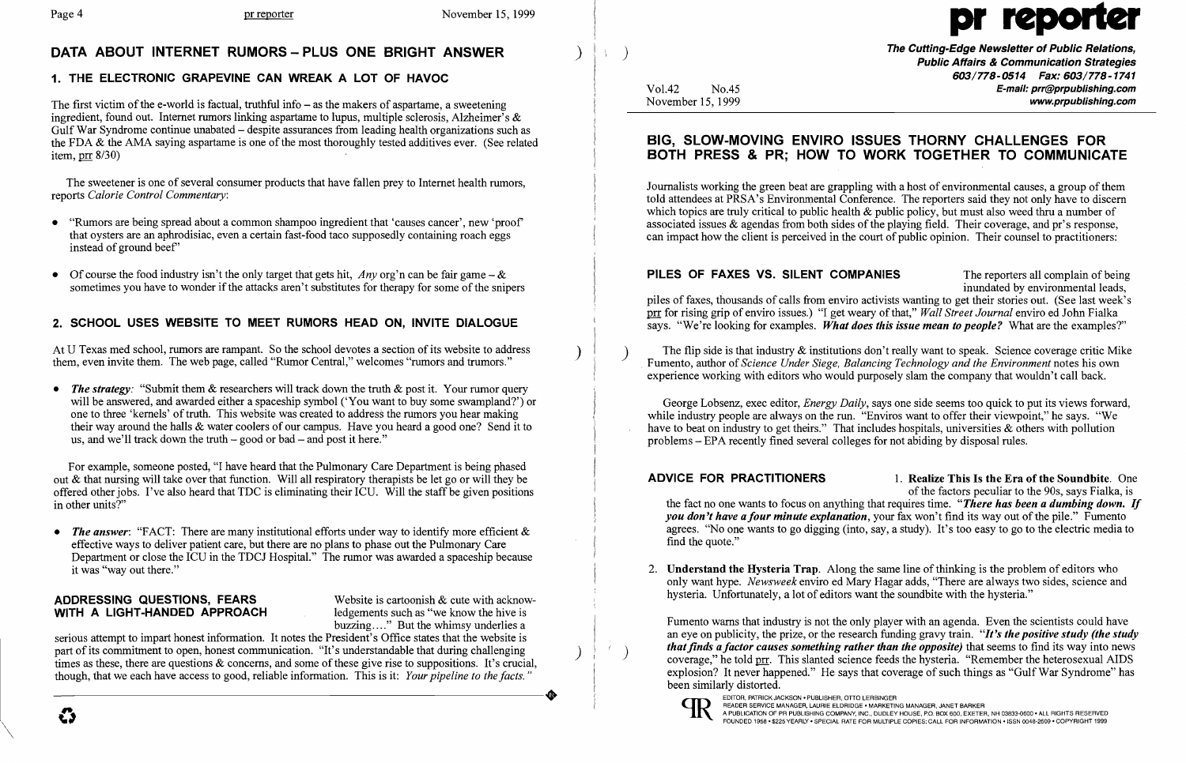## DATA ABOUT INTERNET RUMORS – PLUS ONE BRIGHT ANSWER

### 1. THE ELECTRONIC GRAPEVINE CAN WREAK A LOT OF HAVOC

The first victim of the e-world is factual, truthful info – as the makers of aspartame, a sweetening ingredient, found out. Internet rumors linking aspartame to lupus, multiple sclerosis, Alzheimer's & Gulf War Syndrome continue unabated – despite assurances from leading health organizations such as the FDA & the AMA saying aspartame is one of the most thoroughly tested additives ever. (See related item, prr 8/30)

The sweetener is one of several consumer products that have fallen prey to Internet health rumors, reports *Calorie Control Commentary*:

- "Rumors are being spread about a common shampoo ingredient that 'causes cancer', new 'proof' that oysters are an aphrodisiac, even a certain fast-food taco supposedly containing roach eggs instead of ground beef"
- Of course the food industry isn't the only target that gets hit, *Any* org'n can be fair game – & sometimes you have to wonder if the attacks aren't substitutes for therapy for some of the snipers

### 2. SCHOOL USES WEBSITE TO MEET RUMORS HEAD ON, INVITE DIALOGUE

At U Texas med school, rumors are rampant. So the school devotes a section of its website to address them, even invite them. The web page, called "Rumor Central," welcomes "rumors and trumors."

- ***The strategy***: "Submit them & researchers will track down the truth & post it. Your rumor query will be answered, and awarded either a spaceship symbol ('You want to buy some swampland?') or one to three 'kernels' of truth. This website was created to address the rumors you hear making their way around the halls & water coolers of our campus. Have you heard a good one? Send it to us, and we'll track down the truth – good or bad – and post it here."

For example, someone posted, "I have heard that the Pulmonary Care Department is being phased out & that nursing will take over that function. Will all respiratory therapists be let go or will they be offered other jobs. I've also heard that TDC is eliminating their ICU. Will the staff be given positions in other units?"

- ***The answer***: "FACT: There are many institutional efforts under way to identify more efficient & effective ways to deliver patient care, but there are no plans to phase out the Pulmonary Care Department or close the ICU in the TDCJ Hospital." The rumor was awarded a spaceship because it was "way out there."

**ADDRESSING QUESTIONS, FEARS WITH A LIGHT-HANDED APPROACH** Website is cartoonish & cute with acknowledgements such as "we know the hive is buzzing...." But the whimsy underlies a serious attempt to impart honest information. It notes the President's Office states that the website is part of its commitment to open, honest communication. "It's understandable that during challenging times as these, there are questions & concerns, and some of these give rise to suppositions. It's crucial, though, that we each have access to good, reliable information. This is it: *Your pipeline to the facts.*"

---

# pr reporter

**The Cutting-Edge Newsletter of Public Relations, Public Affairs & Communication Strategies**
**603/778-0514 Fax: 603/778-1741**
**E-mail: prr@prpublishing.com**
**www.prpublishing.com**

Vol.42 No.45
November 15, 1999

## BIG, SLOW-MOVING ENVIRO ISSUES THORNY CHALLENGES FOR BOTH PRESS & PR; HOW TO WORK TOGETHER TO COMMUNICATE

Journalists working the green beat are grappling with a host of environmental causes, a group of them told attendees at PRSA's Environmental Conference. The reporters said they not only have to discern which topics are truly critical to public health & public policy, but must also weed thru a number of associated issues & agendas from both sides of the playing field. Their coverage, and pr's response, can impact how the client is perceived in the court of public opinion. Their counsel to practitioners:

**PILES OF FAXES VS. SILENT COMPANIES** The reporters all complain of being inundated by environmental leads, piles of faxes, thousands of calls from enviro activists wanting to get their stories out. (See last week's prr for rising grip of enviro issues.) "I get weary of that," *Wall Street Journal* enviro ed John Fialka says. "We're looking for examples. ***What does this issue mean to people?*** What are the examples?"

The flip side is that industry & institutions don't really want to speak. Science coverage critic Mike Fumento, author of *Science Under Siege, Balancing Technology and the Environment* notes his own experience working with editors who would purposely slam the company that wouldn't call back.

George Lobsenz, exec editor, *Energy Daily*, says one side seems too quick to put its views forward, while industry people are always on the run. "Enviros want to offer their viewpoint," he says. "We have to beat on industry to get theirs." That includes hospitals, universities & others with pollution problems – EPA recently fined several colleges for not abiding by disposal rules.

**ADVICE FOR PRACTITIONERS**

1. **Realize This Is the Era of the Soundbite**. One of the factors peculiar to the 90s, says Fialka, is the fact no one wants to focus on anything that requires time. "***There has been a dumbing down. If you don't have a four minute explanation***, your fax won't find its way out of the pile." Fumento agrees. "No one wants to go digging (into, say, a study). It's too easy to go to the electric media to find the quote."

2. **Understand the Hysteria Trap**. Along the same line of thinking is the problem of editors who only want hype. *Newsweek* enviro ed Mary Hagar adds, "There are always two sides, science and hysteria. Unfortunately, a lot of editors want the soundbite with the hysteria."

Fumento warns that industry is not the only player with an agenda. Even the scientists could have an eye on publicity, the prize, or the research funding gravy train. "***It's the positive study (the study that finds a factor causes something rather than the opposite)*** that seems to find its way into news coverage," he told prr. This slanted science feeds the hysteria. "Remember the heterosexual AIDS explosion? It never happened." He says that coverage of such things as "Gulf War Syndrome" has been similarly distorted.

EDITOR, PATRICK JACKSON • PUBLISHER, OTTO LERBINGER
READER SERVICE MANAGER, LAURIE ELDRIDGE • MARKETING MANAGER, JANET BARKER
A PUBLICATION OF PR PUBLISHING COMPANY, INC., DUDLEY HOUSE, P.O. BOX 600, EXETER, NH 03833-0600 • ALL RIGHTS RESERVED
FOUNDED 1958 • $225 YEARLY • SPECIAL RATE FOR MULTIPLE COPIES: CALL FOR INFORMATION • ISSN 0048-2609 • COPYRIGHT 1999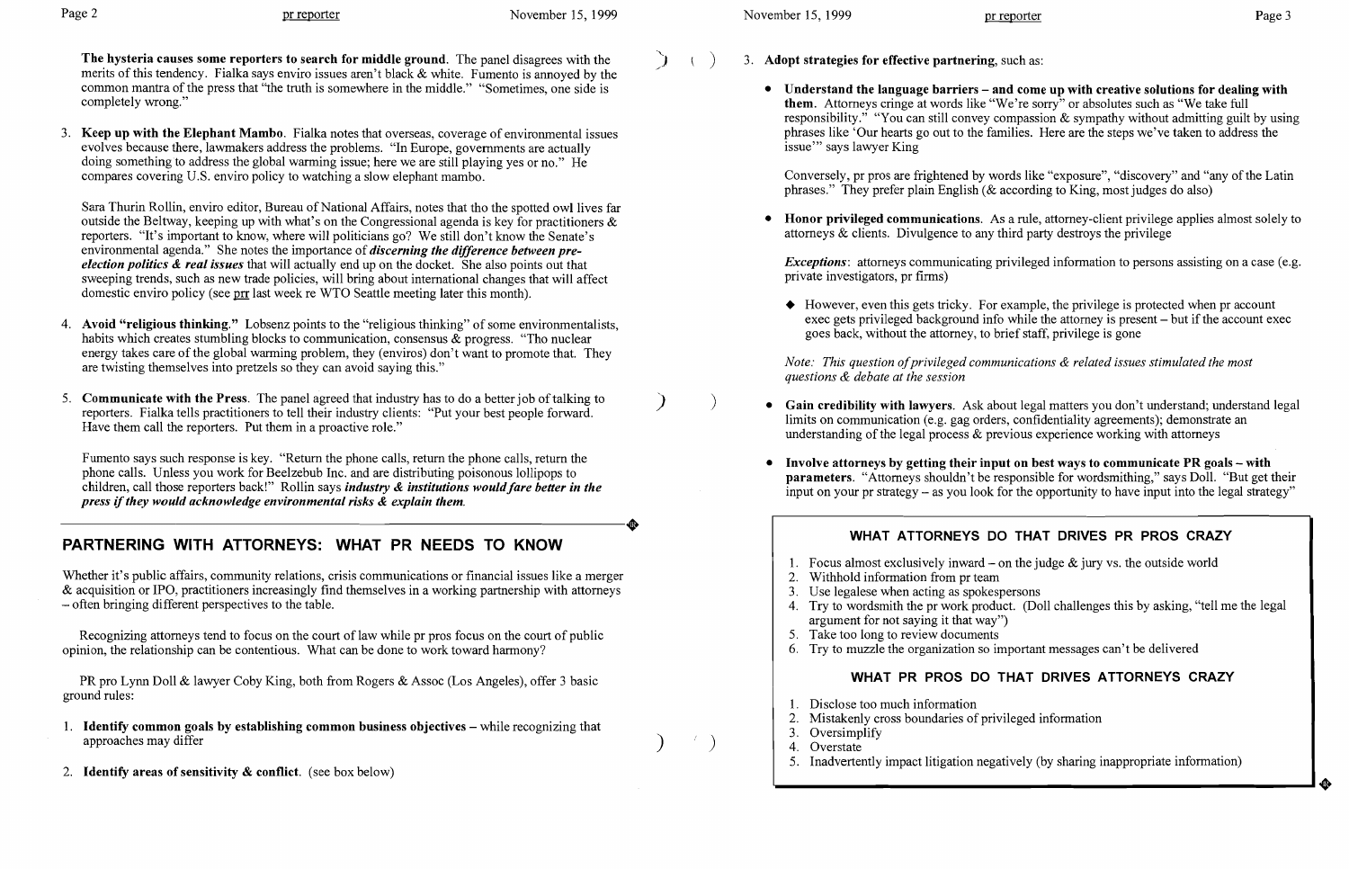**The hysteria causes some reporters to search for middle ground**. The panel disagrees with the merits of this tendency. Fialka says enviro issues aren't black & white. Fumento is annoyed by the common mantra of the press that "the truth is somewhere in the middle." "Sometimes, one side is completely wrong."

3. **Keep up with the Elephant Mambo**. Fialka notes that overseas, coverage of environmental issues evolves because there, lawmakers address the problems. "In Europe, governments are actually doing something to address the global warming issue; here we are still playing yes or no." He compares covering U.S. enviro policy to watching a slow elephant mambo.

   Sara Thurin Rollin, enviro editor, Bureau of National Affairs, notes that tho the spotted owl lives far outside the Beltway, keeping up with what's on the Congressional agenda is key for practitioners & reporters. "It's important to know, where will politicians go? We still don't know the Senate's environmental agenda." She notes the importance of ***discerning the difference between pre-election politics & real issues*** that will actually end up on the docket. She also points out that sweeping trends, such as new trade policies, will bring about international changes that will affect domestic enviro policy (see prr last week re WTO Seattle meeting later this month).

4. **Avoid "religious thinking."** Lobsenz points to the "religious thinking" of some environmentalists, habits which creates stumbling blocks to communication, consensus & progress. "Tho nuclear energy takes care of the global warming problem, they (enviros) don't want to promote that. They are twisting themselves into pretzels so they can avoid saying this."

5. **Communicate with the Press**. The panel agreed that industry has to do a better job of talking to reporters. Fialka tells practitioners to tell their industry clients: "Put your best people forward. Have them call the reporters. Put them in a proactive role."

   Fumento says such response is key. "Return the phone calls, return the phone calls, return the phone calls. Unless you work for Beelzebub Inc. and are distributing poisonous lollipops to children, call those reporters back!" Rollin says ***industry & institutions would fare better in the press if they would acknowledge environmental risks & explain them.***

## PARTNERING WITH ATTORNEYS: WHAT PR NEEDS TO KNOW

Whether it's public affairs, community relations, crisis communications or financial issues like a merger & acquisition or IPO, practitioners increasingly find themselves in a working partnership with attorneys – often bringing different perspectives to the table.

Recognizing attorneys tend to focus on the court of law while pr pros focus on the court of public opinion, the relationship can be contentious. What can be done to work toward harmony?

PR pro Lynn Doll & lawyer Coby King, both from Rogers & Assoc (Los Angeles), offer 3 basic ground rules:

1. **Identify common goals by establishing common business objectives** – while recognizing that approaches may differ

2. **Identify areas of sensitivity & conflict**. (see box below)

3. **Adopt strategies for effective partnering**, such as:

   - **Understand the language barriers – and come up with creative solutions for dealing with them.** Attorneys cringe at words like "We're sorry" or absolutes such as "We take full responsibility." "You can still convey compassion & sympathy without admitting guilt by using phrases like 'Our hearts go out to the families. Here are the steps we've taken to address the issue'" says lawyer King

     Conversely, pr pros are frightened by words like "exposure", "discovery" and "any of the Latin phrases." They prefer plain English (& according to King, most judges do also)

   - **Honor privileged communications**. As a rule, attorney-client privilege applies almost solely to attorneys & clients. Divulgence to any third party destroys the privilege

     *Exceptions*: attorneys communicating privileged information to persons assisting on a case (e.g. private investigators, pr firms)

     - However, even this gets tricky. For example, the privilege is protected when pr account exec gets privileged background info while the attorney is present – but if the account exec goes back, without the attorney, to brief staff, privilege is gone

     *Note: This question of privileged communications & related issues stimulated the most questions & debate at the session*

   - **Gain credibility with lawyers**. Ask about legal matters you don't understand; understand legal limits on communication (e.g. gag orders, confidentiality agreements); demonstrate an understanding of the legal process & previous experience working with attorneys

   - **Involve attorneys by getting their input on best ways to communicate PR goals – with parameters**. "Attorneys shouldn't be responsible for wordsmithing," says Doll. "But get their input on your pr strategy – as you look for the opportunity to have input into the legal strategy"

### WHAT ATTORNEYS DO THAT DRIVES PR PROS CRAZY

1. Focus almost exclusively inward – on the judge & jury vs. the outside world
2. Withhold information from pr team
3. Use legalese when acting as spokespersons
4. Try to wordsmith the pr work product. (Doll challenges this by asking, "tell me the legal argument for not saying it that way")
5. Take too long to review documents
6. Try to muzzle the organization so important messages can't be delivered

### WHAT PR PROS DO THAT DRIVES ATTORNEYS CRAZY

1. Disclose too much information
2. Mistakenly cross boundaries of privileged information
3. Oversimplify
4. Overstate
5. Inadvertently impact litigation negatively (by sharing inappropriate information)